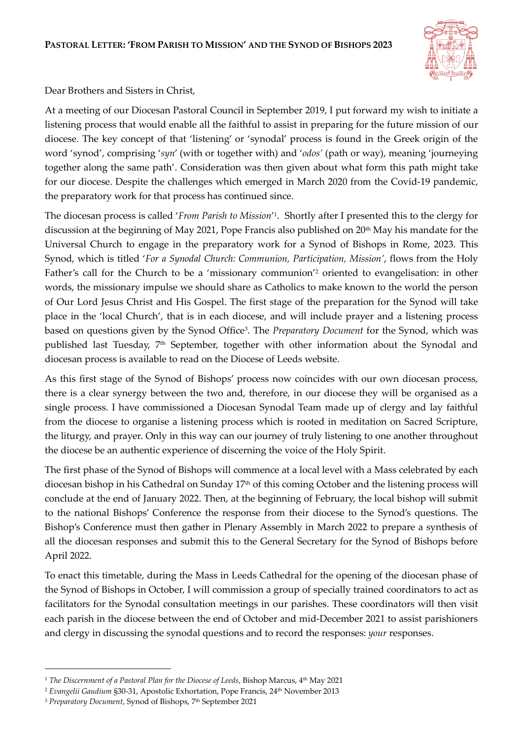# **PASTORAL LETTER: 'FROM PARISH TO MISSION' AND THE SYNOD OF BISHOPS 2023**

Dear Brothers and Sisters in Christ,

At a meeting of our Diocesan Pastoral Council in September 2019, I put forward my wish to initiate a listening process that would enable all the faithful to assist in preparing for the future mission of our diocese. The key concept of that 'listening' or 'synodal' process is found in the Greek origin of the word 'synod', comprising '*syn*' (with or together with) and '*odos'* (path or way), meaning 'journeying together along the same path'. Consideration was then given about what form this path might take for our diocese. Despite the challenges which emerged in March 2020 from the Covid-19 pandemic, the preparatory work for that process has continued since.

The diocesan process is called '*From Parish to Mission*'[1]. Shortly after I presented this to the clergy for discussion at the beginning of May 2021, Pope Francis also published on 20th May his mandate for the Universal Church to engage in the preparatory work for a Synod of Bishops in Rome, 2023. This Synod, which is titled '*For a Synodal Church: Communion, Participation, Mission'*, flows from the Holy Father's call for the Church to be a 'missionary communion'[2] oriented to evangelisation: in other words, the missionary impulse we should share as Catholics to make known to the world the person of Our Lord Jesus Christ and His Gospel. The first stage of the preparation for the Synod will take place in the 'local Church', that is in each diocese, and will include prayer and a listening process based on questions given by the Synod Office[3]. The *Preparatory Document* for the Synod, which was published last Tuesday, 7th September, together with other information about the Synodal and diocesan process is available to read on the Diocese of Leeds website.

As this first stage of the Synod of Bishops' process now coincides with our own diocesan process, there is a clear synergy between the two and, therefore, in our diocese they will be organised as a single process. I have commissioned a Diocesan Synodal Team made up of clergy and lay faithful from the diocese to organise a listening process which is rooted in meditation on Sacred Scripture, the liturgy, and prayer. Only in this way can our journey of truly listening to one another throughout the diocese be an authentic experience of discerning the voice of the Holy Spirit.

The first phase of the Synod of Bishops will commence at a local level with a Mass celebrated by each diocesan bishop in his Cathedral on Sunday 17th of this coming October and the listening process will conclude at the end of January 2022. Then, at the beginning of February, the local bishop will submit to the national Bishops' Conference the response from their diocese to the Synod's questions. The Bishop's Conference must then gather in Plenary Assembly in March 2022 to prepare a synthesis of all the diocesan responses and submit this to the General Secretary for the Synod of Bishops before April 2022.

To enact this timetable, during the Mass in Leeds Cathedral for the opening of the diocesan phase of the Synod of Bishops in October, I will commission a group of specially trained coordinators to act as facilitators for the Synodal consultation meetings in our parishes. These coordinators will then visit each parish in the diocese between the end of October and mid-December 2021 to assist parishioners and clergy in discussing the synodal questions and to record the responses: *your* responses.

---

[1] *The Discernment of a Pastoral Plan for the Diocese of Leeds*, Bishop Marcus, 4th May 2021

[2] *Evangelii Gaudium* §30-31, Apostolic Exhortation, Pope Francis, 24th November 2013

[3] *Preparatory Document*, Synod of Bishops, 7th September 2021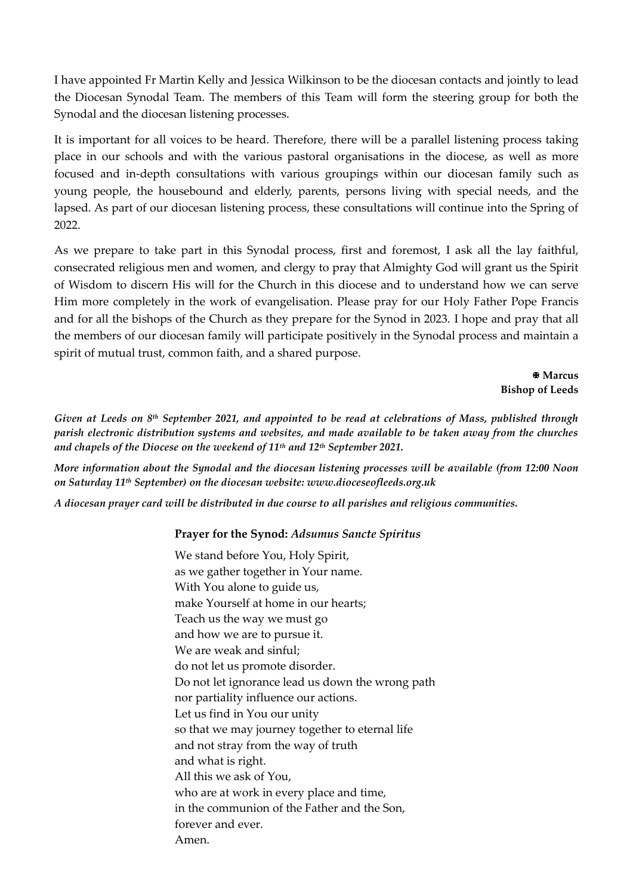I have appointed Fr Martin Kelly and Jessica Wilkinson to be the diocesan contacts and jointly to lead the Diocesan Synodal Team. The members of this Team will form the steering group for both the Synodal and the diocesan listening processes.

It is important for all voices to be heard. Therefore, there will be a parallel listening process taking place in our schools and with the various pastoral organisations in the diocese, as well as more focused and in-depth consultations with various groupings within our diocesan family such as young people, the housebound and elderly, parents, persons living with special needs, and the lapsed. As part of our diocesan listening process, these consultations will continue into the Spring of 2022.

As we prepare to take part in this Synodal process, first and foremost, I ask all the lay faithful, consecrated religious men and women, and clergy to pray that Almighty God will grant us the Spirit of Wisdom to discern His will for the Church in this diocese and to understand how we can serve Him more completely in the work of evangelisation. Please pray for our Holy Father Pope Francis and for all the bishops of the Church as they prepare for the Synod in 2023. I hope and pray that all the members of our diocesan family will participate positively in the Synodal process and maintain a spirit of mutual trust, common faith, and a shared purpose.

**✠ Marcus**
**Bishop of Leeds**

***Given at Leeds on 8th September 2021, and appointed to be read at celebrations of Mass, published through parish electronic distribution systems and websites, and made available to be taken away from the churches and chapels of the Diocese on the weekend of 11th and 12th September 2021.***

***More information about the Synodal and the diocesan listening processes will be available (from 12:00 Noon on Saturday 11th September) on the diocesan website: www.dioceseofleeds.org.uk***

***A diocesan prayer card will be distributed in due course to all parishes and religious communities.***

**Prayer for the Synod:** ***Adsumus Sancte Spiritus***

We stand before You, Holy Spirit,
as we gather together in Your name.
With You alone to guide us,
make Yourself at home in our hearts;
Teach us the way we must go
and how we are to pursue it.
We are weak and sinful;
do not let us promote disorder.
Do not let ignorance lead us down the wrong path
nor partiality influence our actions.
Let us find in You our unity
so that we may journey together to eternal life
and not stray from the way of truth
and what is right.
All this we ask of You,
who are at work in every place and time,
in the communion of the Father and the Son,
forever and ever.
Amen.